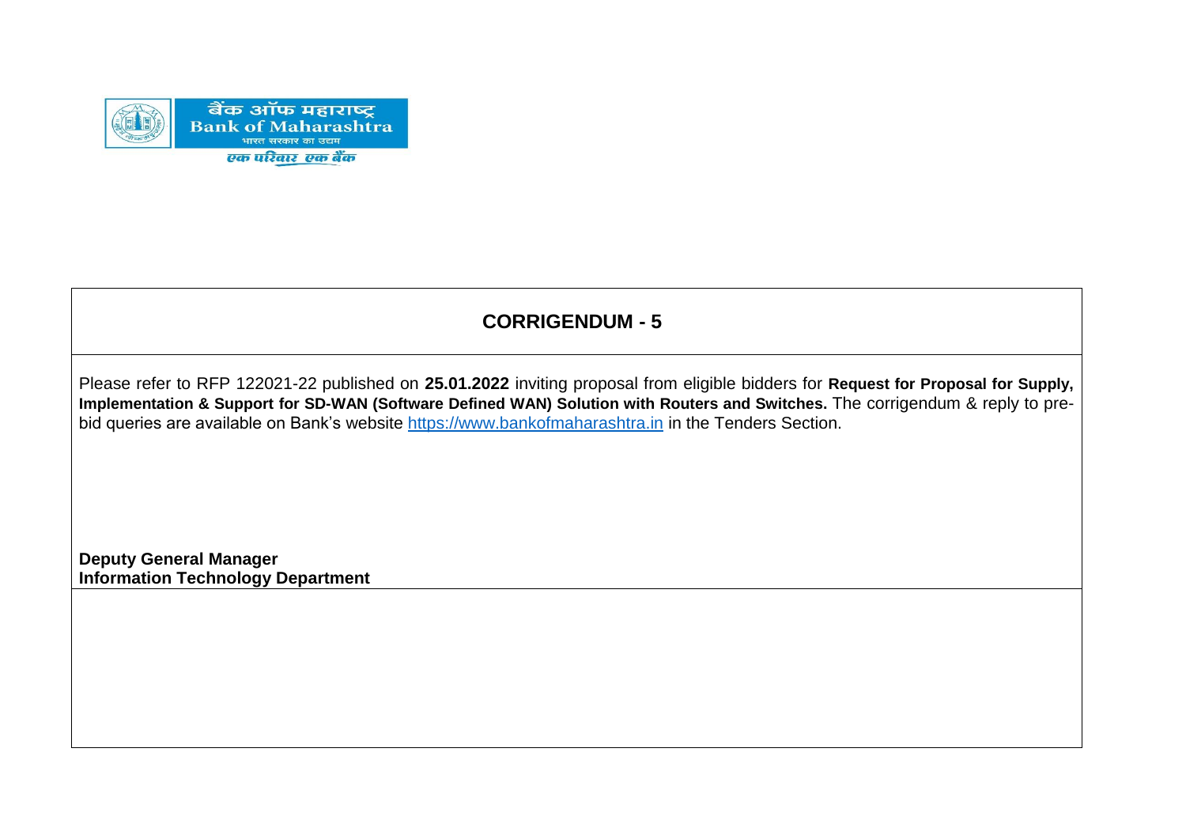बैंक ऑफ महाराष्ट्र
Bank of Maharashtra
भारत सरकार का उद्यम
एक परिवार एक बैंक

# CORRIGENDUM - 5

Please refer to RFP 122021-22 published on **25.01.2022** inviting proposal from eligible bidders for **Request for Proposal for Supply, Implementation & Support for SD-WAN (Software Defined WAN) Solution with Routers and Switches.** The corrigendum & reply to pre-bid queries are available on Bank's website https://www.bankofmaharashtra.in in the Tenders Section.

**Deputy General Manager**
**Information Technology Department**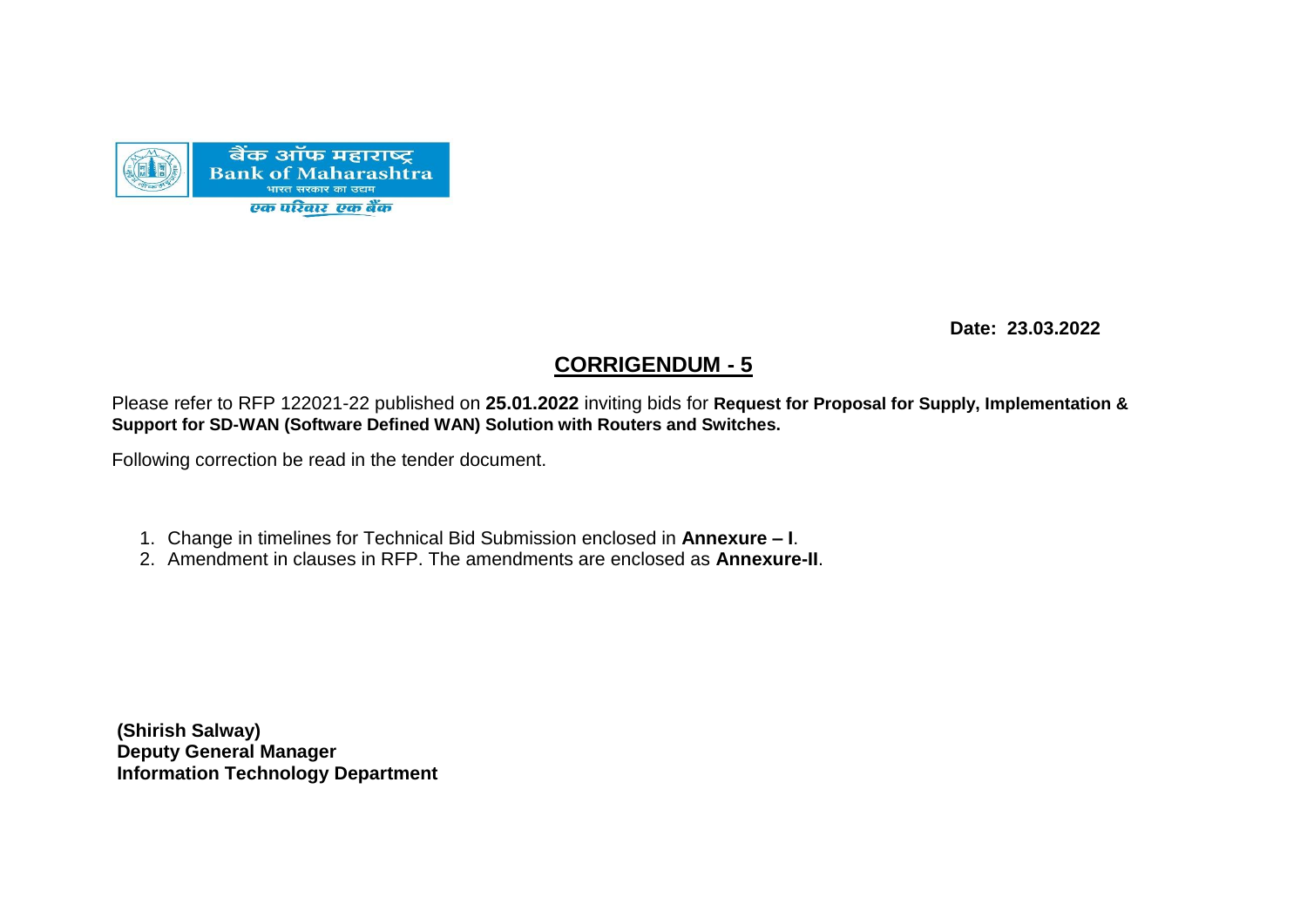बैंक ऑफ महाराष्ट्र
Bank of Maharashtra
भारत सरकार का उद्यम
एक परिवार एक बैंक

**Date: 23.03.2022**

# CORRIGENDUM - 5

Please refer to RFP 122021-22 published on **25.01.2022** inviting bids for **Request for Proposal for Supply, Implementation & Support for SD-WAN (Software Defined WAN) Solution with Routers and Switches.**

Following correction be read in the tender document.

1. Change in timelines for Technical Bid Submission enclosed in **Annexure – I**.
2. Amendment in clauses in RFP. The amendments are enclosed as **Annexure-II**.

**(Shirish Salway)**
**Deputy General Manager**
**Information Technology Department**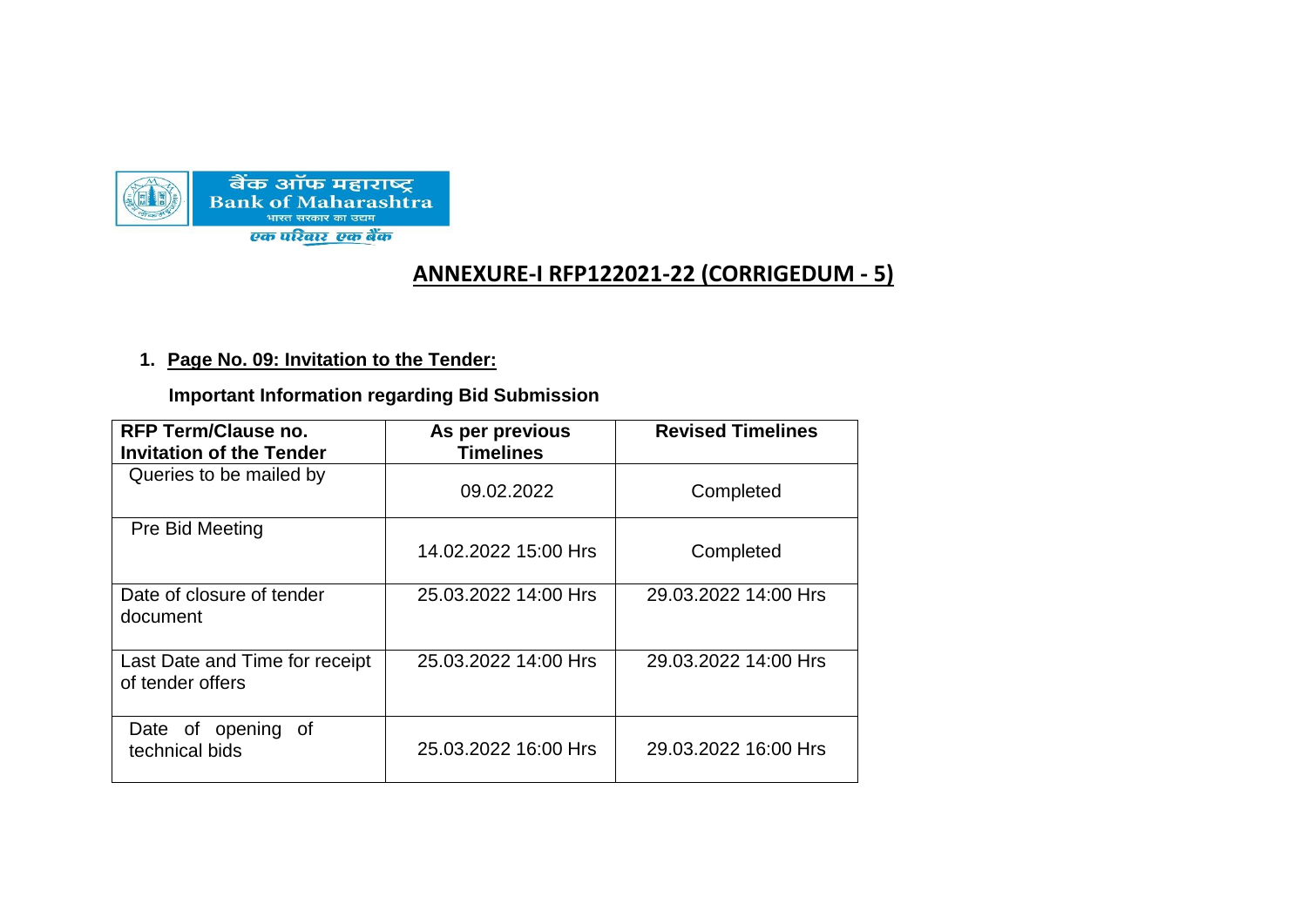## ANNEXURE-I RFP122021-22 (CORRIGEDUM - 5)

1. **Page No. 09: Invitation to the Tender:**

**Important Information regarding Bid Submission**

| RFP Term/Clause no. Invitation of the Tender | As per previous Timelines | Revised Timelines |
|---|---|---|
| Queries to be mailed by | 09.02.2022 | Completed |
| Pre Bid Meeting | 14.02.2022 15:00 Hrs | Completed |
| Date of closure of tender document | 25.03.2022 14:00 Hrs | 29.03.2022 14:00 Hrs |
| Last Date and Time for receipt of tender offers | 25.03.2022 14:00 Hrs | 29.03.2022 14:00 Hrs |
| Date of opening of technical bids | 25.03.2022 16:00 Hrs | 29.03.2022 16:00 Hrs |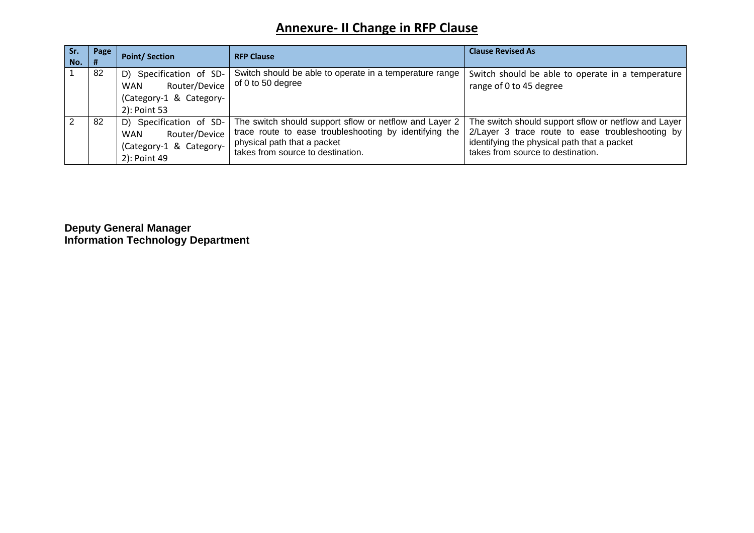# Annexure- II Change in RFP Clause

| Sr. No. | Page # | Point/ Section | RFP Clause | Clause Revised As |
|---|---|---|---|---|
| 1 | 82 | D) Specification of SD-WAN Router/Device (Category-1 & Category-2): Point 53 | Switch should be able to operate in a temperature range of 0 to 50 degree | Switch should be able to operate in a temperature range of 0 to 45 degree |
| 2 | 82 | D) Specification of SD-WAN Router/Device (Category-1 & Category-2): Point 49 | The switch should support sflow or netflow and Layer 2 trace route to ease troubleshooting by identifying the physical path that a packet takes from source to destination. | The switch should support sflow or netflow and Layer 2/Layer 3 trace route to ease troubleshooting by identifying the physical path that a packet takes from source to destination. |

**Deputy General Manager**
**Information Technology Department**